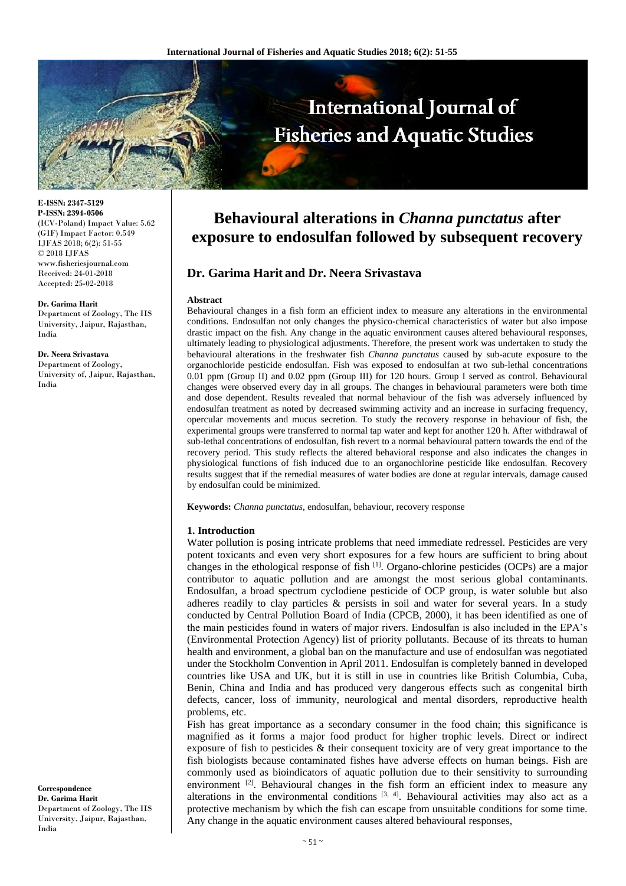# Behavioural alterations in *Channa punctatus* after exposure to endosulfan followed by subsequent recovery

**Dr. Garima Harit and Dr. Neera Srivastava**

E-ISSN: 2347-5129
P-ISSN: 2394-0506
(ICV-Poland) Impact Value: 5.62
(GIF) Impact Factor: 0.549
IJFAS 2018; 6(2): 51-55
© 2018 IJFAS
www.fisheriesjournal.com
Received: 24-01-2018
Accepted: 25-02-2018

**Dr. Garima Harit**
Department of Zoology, The IIS University, Jaipur, Rajasthan, India

**Dr. Neera Srivastava**
Department of Zoology, University of, Jaipur, Rajasthan, India

**Correspondence**
**Dr. Garima Harit**
Department of Zoology, The IIS University, Jaipur, Rajasthan, India

### Abstract

Behavioural changes in a fish form an efficient index to measure any alterations in the environmental conditions. Endosulfan not only changes the physico-chemical characteristics of water but also impose drastic impact on the fish. Any change in the aquatic environment causes altered behavioural responses, ultimately leading to physiological adjustments. Therefore, the present work was undertaken to study the behavioural alterations in the freshwater fish *Channa punctatus* caused by sub-acute exposure to the organochloride pesticide endosulfan. Fish was exposed to endosulfan at two sub-lethal concentrations 0.01 ppm (Group II) and 0.02 ppm (Group III) for 120 hours. Group I served as control. Behavioural changes were observed every day in all groups. The changes in behavioural parameters were both time and dose dependent. Results revealed that normal behaviour of the fish was adversely influenced by endosulfan treatment as noted by decreased swimming activity and an increase in surfacing frequency, opercular movements and mucus secretion. To study the recovery response in behaviour of fish, the experimental groups were transferred to normal tap water and kept for another 120 h. After withdrawal of sub-lethal concentrations of endosulfan, fish revert to a normal behavioural pattern towards the end of the recovery period. This study reflects the altered behavioral response and also indicates the changes in physiological functions of fish induced due to an organochlorine pesticide like endosulfan. Recovery results suggest that if the remedial measures of water bodies are done at regular intervals, damage caused by endosulfan could be minimized.

**Keywords:** *Channa punctatus*, endosulfan, behaviour, recovery response

## 1. Introduction

Water pollution is posing intricate problems that need immediate redressel. Pesticides are very potent toxicants and even very short exposures for a few hours are sufficient to bring about changes in the ethological response of fish [1]. Organo-chlorine pesticides (OCPs) are a major contributor to aquatic pollution and are amongst the most serious global contaminants. Endosulfan, a broad spectrum cyclodiene pesticide of OCP group, is water soluble but also adheres readily to clay particles & persists in soil and water for several years. In a study conducted by Central Pollution Board of India (CPCB, 2000), it has been identified as one of the main pesticides found in waters of major rivers. Endosulfan is also included in the EPA's (Environmental Protection Agency) list of priority pollutants. Because of its threats to human health and environment, a global ban on the manufacture and use of endosulfan was negotiated under the Stockholm Convention in April 2011. Endosulfan is completely banned in developed countries like USA and UK, but it is still in use in countries like British Columbia, Cuba, Benin, China and India and has produced very dangerous effects such as congenital birth defects, cancer, loss of immunity, neurological and mental disorders, reproductive health problems, etc.

Fish has great importance as a secondary consumer in the food chain; this significance is magnified as it forms a major food product for higher trophic levels. Direct or indirect exposure of fish to pesticides & their consequent toxicity are of very great importance to the fish biologists because contaminated fishes have adverse effects on human beings. Fish are commonly used as bioindicators of aquatic pollution due to their sensitivity to surrounding environment [2]. Behavioural changes in the fish form an efficient index to measure any alterations in the environmental conditions [3, 4]. Behavioural activities may also act as a protective mechanism by which the fish can escape from unsuitable conditions for some time. Any change in the aquatic environment causes altered behavioural responses,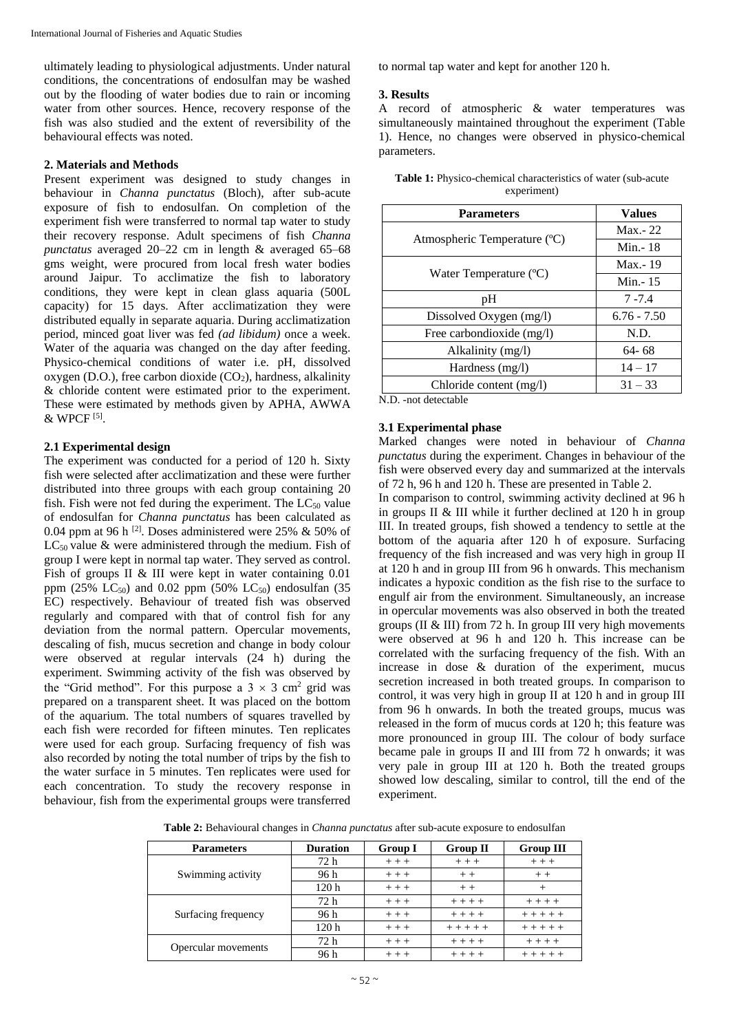ultimately leading to physiological adjustments. Under natural conditions, the concentrations of endosulfan may be washed out by the flooding of water bodies due to rain or incoming water from other sources. Hence, recovery response of the fish was also studied and the extent of reversibility of the behavioural effects was noted.

## 2. Materials and Methods

Present experiment was designed to study changes in behaviour in *Channa punctatus* (Bloch), after sub-acute exposure of fish to endosulfan. On completion of the experiment fish were transferred to normal tap water to study their recovery response. Adult specimens of fish *Channa punctatus* averaged 20–22 cm in length & averaged 65–68 gms weight, were procured from local fresh water bodies around Jaipur. To acclimatize the fish to laboratory conditions, they were kept in clean glass aquaria (500L capacity) for 15 days. After acclimatization they were distributed equally in separate aquaria. During acclimatization period, minced goat liver was fed *(ad libidum)* once a week. Water of the aquaria was changed on the day after feeding. Physico-chemical conditions of water i.e. pH, dissolved oxygen (D.O.), free carbon dioxide ($CO_2$), hardness, alkalinity & chloride content were estimated prior to the experiment. These were estimated by methods given by APHA, AWWA & WPCF [5].

### 2.1 Experimental design

The experiment was conducted for a period of 120 h. Sixty fish were selected after acclimatization and these were further distributed into three groups with each group containing 20 fish. Fish were not fed during the experiment. The $LC_{50}$ value of endosulfan for *Channa punctatus* has been calculated as 0.04 ppm at 96 h [2]. Doses administered were 25% & 50% of $LC_{50}$ value & were administered through the medium. Fish of group I were kept in normal tap water. They served as control. Fish of groups II & III were kept in water containing 0.01 ppm (25% $LC_{50}$) and 0.02 ppm (50% $LC_{50}$) endosulfan (35 EC) respectively. Behaviour of treated fish was observed regularly and compared with that of control fish for any deviation from the normal pattern. Opercular movements, descaling of fish, mucus secretion and change in body colour were observed at regular intervals (24 h) during the experiment. Swimming activity of the fish was observed by the "Grid method". For this purpose a $3 \times 3$ cm$^2$ grid was prepared on a transparent sheet. It was placed on the bottom of the aquarium. The total numbers of squares travelled by each fish were recorded for fifteen minutes. Ten replicates were used for each group. Surfacing frequency of fish was also recorded by noting the total number of trips by the fish to the water surface in 5 minutes. Ten replicates were used for each concentration. To study the recovery response in behaviour, fish from the experimental groups were transferred to normal tap water and kept for another 120 h.

## 3. Results

A record of atmospheric & water temperatures was simultaneously maintained throughout the experiment (Table 1). Hence, no changes were observed in physico-chemical parameters.

**Table 1:** Physico-chemical characteristics of water (sub-acute experiment)

| Parameters | Values |
|---|---|
| Atmospheric Temperature (ºC) | Max.- 22 |
| | Min.- 18 |
| Water Temperature (ºC) | Max.- 19 |
| | Min.- 15 |
| pH | 7 -7.4 |
| Dissolved Oxygen (mg/l) | 6.76 - 7.50 |
| Free carbondioxide (mg/l) | N.D. |
| Alkalinity (mg/l) | 64- 68 |
| Hardness (mg/l) | 14 – 17 |
| Chloride content (mg/l) | 31 – 33 |

N.D. -not detectable

### 3.1 Experimental phase

Marked changes were noted in behaviour of *Channa punctatus* during the experiment. Changes in behaviour of the fish were observed every day and summarized at the intervals of 72 h, 96 h and 120 h. These are presented in Table 2.

In comparison to control, swimming activity declined at 96 h in groups II & III while it further declined at 120 h in group III. In treated groups, fish showed a tendency to settle at the bottom of the aquaria after 120 h of exposure. Surfacing frequency of the fish increased and was very high in group II at 120 h and in group III from 96 h onwards. This mechanism indicates a hypoxic condition as the fish rise to the surface to engulf air from the environment. Simultaneously, an increase in opercular movements was also observed in both the treated groups (II & III) from 72 h. In group III very high movements were observed at 96 h and 120 h. This increase can be correlated with the surfacing frequency of the fish. With an increase in dose & duration of the experiment, mucus secretion increased in both treated groups. In comparison to control, it was very high in group II at 120 h and in group III from 96 h onwards. In both the treated groups, mucus was released in the form of mucus cords at 120 h; this feature was more pronounced in group III. The colour of body surface became pale in groups II and III from 72 h onwards; it was very pale in group III at 120 h. Both the treated groups showed low descaling, similar to control, till the end of the experiment.

**Table 2:** Behavioural changes in *Channa punctatus* after sub-acute exposure to endosulfan

| Parameters | Duration | Group I | Group II | Group III |
|---|---|---|---|---|
| Swimming activity | 72 h | + + + | + + + | + + + |
| | 96 h | + + + | + + | + + |
| | 120 h | + + + | + + | + |
| Surfacing frequency | 72 h | + + + | + + + + | + + + + |
| | 96 h | + + + | + + + + | + + + + + |
| | 120 h | + + + | + + + + + | + + + + + |
| Opercular movements | 72 h | + + + | + + + + | + + + + |
| | 96 h | + + + | + + + + | + + + + + |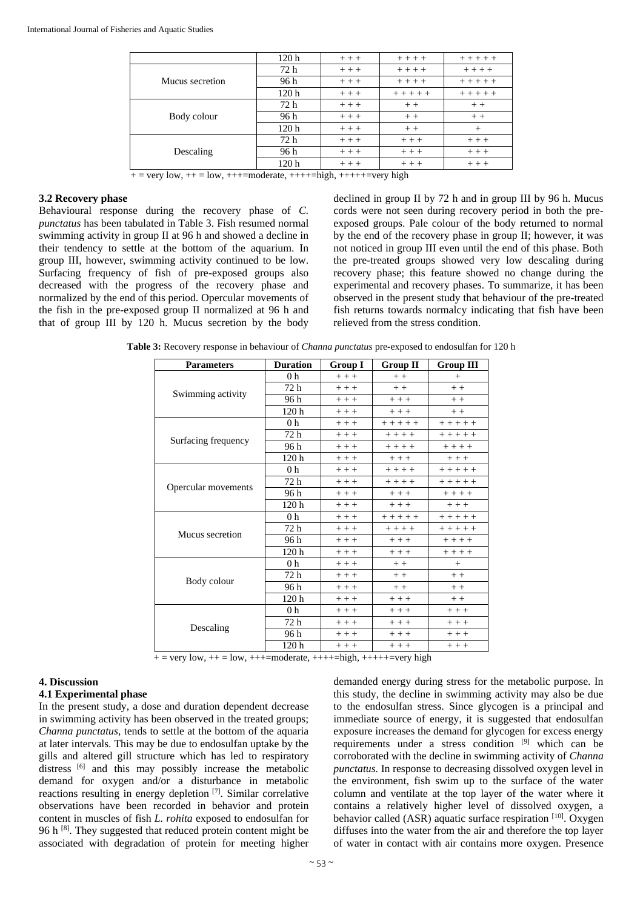|  | 120 h | + + + | + + + + | + + + + + |
|---|---|---|---|---|
| Mucus secretion | 72 h | + + + | + + + + | + + + + |
|  | 96 h | + + + | + + + + | + + + + + |
|  | 120 h | + + + | + + + + + | + + + + + |
| Body colour | 72 h | + + + | + + | + + |
|  | 96 h | + + + | + + | + + |
|  | 120 h | + + + | + + | + |
| Descaling | 72 h | + + + | + + + | + + + |
|  | 96 h | + + + | + + + | + + + |
|  | 120 h | + + + | + + + | + + + |

+ = very low, ++ = low, +++=moderate, ++++=high, +++++=very high

### 3.2 Recovery phase

Behavioural response during the recovery phase of *C. punctatus* has been tabulated in Table 3. Fish resumed normal swimming activity in group II at 96 h and showed a decline in their tendency to settle at the bottom of the aquarium. In group III, however, swimming activity continued to be low. Surfacing frequency of fish of pre-exposed groups also decreased with the progress of the recovery phase and normalized by the end of this period. Opercular movements of the fish in the pre-exposed group II normalized at 96 h and that of group III by 120 h. Mucus secretion by the body declined in group II by 72 h and in group III by 96 h. Mucus cords were not seen during recovery period in both the pre-exposed groups. Pale colour of the body returned to normal by the end of the recovery phase in group II; however, it was not noticed in group III even until the end of this phase. Both the pre-treated groups showed very low descaling during recovery phase; this feature showed no change during the experimental and recovery phases. To summarize, it has been observed in the present study that behaviour of the pre-treated fish returns towards normalcy indicating that fish have been relieved from the stress condition.

**Table 3:** Recovery response in behaviour of *Channa punctatus* pre-exposed to endosulfan for 120 h

| Parameters | Duration | Group I | Group II | Group III |
|---|---|---|---|---|
| Swimming activity | 0 h | + + + | + + | + |
|  | 72 h | + + + | + + | + + |
|  | 96 h | + + + | + + + | + + |
|  | 120 h | + + + | + + + | + + |
| Surfacing frequency | 0 h | + + + | + + + + + | + + + + + |
|  | 72 h | + + + | + + + + | + + + + + |
|  | 96 h | + + + | + + + + | + + + + |
|  | 120 h | + + + | + + + | + + + |
| Opercular movements | 0 h | + + + | + + + + | + + + + + |
|  | 72 h | + + + | + + + + | + + + + + |
|  | 96 h | + + + | + + + | + + + + |
|  | 120 h | + + + | + + + | + + + |
| Mucus secretion | 0 h | + + + | + + + + + | + + + + + |
|  | 72 h | + + + | + + + + | + + + + + |
|  | 96 h | + + + | + + + | + + + + |
|  | 120 h | + + + | + + + | + + + + |
| Body colour | 0 h | + + + | + + | + |
|  | 72 h | + + + | + + | + + |
|  | 96 h | + + + | + + | + + |
|  | 120 h | + + + | + + + | + + |
| Descaling | 0 h | + + + | + + + | + + + |
|  | 72 h | + + + | + + + | + + + |
|  | 96 h | + + + | + + + | + + + |
|  | 120 h | + + + | + + + | + + + |

+ = very low, ++ = low, +++=moderate, ++++=high, +++++=very high

## 4. Discussion

### 4.1 Experimental phase

In the present study, a dose and duration dependent decrease in swimming activity has been observed in the treated groups; *Channa punctatus*, tends to settle at the bottom of the aquaria at later intervals. This may be due to endosulfan uptake by the gills and altered gill structure which has led to respiratory distress [6] and this may possibly increase the metabolic demand for oxygen and/or a disturbance in metabolic reactions resulting in energy depletion [7]. Similar correlative observations have been recorded in behavior and protein content in muscles of fish *L. rohita* exposed to endosulfan for 96 h [8]. They suggested that reduced protein content might be associated with degradation of protein for meeting higher demanded energy during stress for the metabolic purpose. In this study, the decline in swimming activity may also be due to the endosulfan stress. Since glycogen is a principal and immediate source of energy, it is suggested that endosulfan exposure increases the demand for glycogen for excess energy requirements under a stress condition [9] which can be corroborated with the decline in swimming activity of *Channa punctatus.* In response to decreasing dissolved oxygen level in the environment, fish swim up to the surface of the water column and ventilate at the top layer of the water where it contains a relatively higher level of dissolved oxygen, a behavior called (ASR) aquatic surface respiration [10]. Oxygen diffuses into the water from the air and therefore the top layer of water in contact with air contains more oxygen. Presence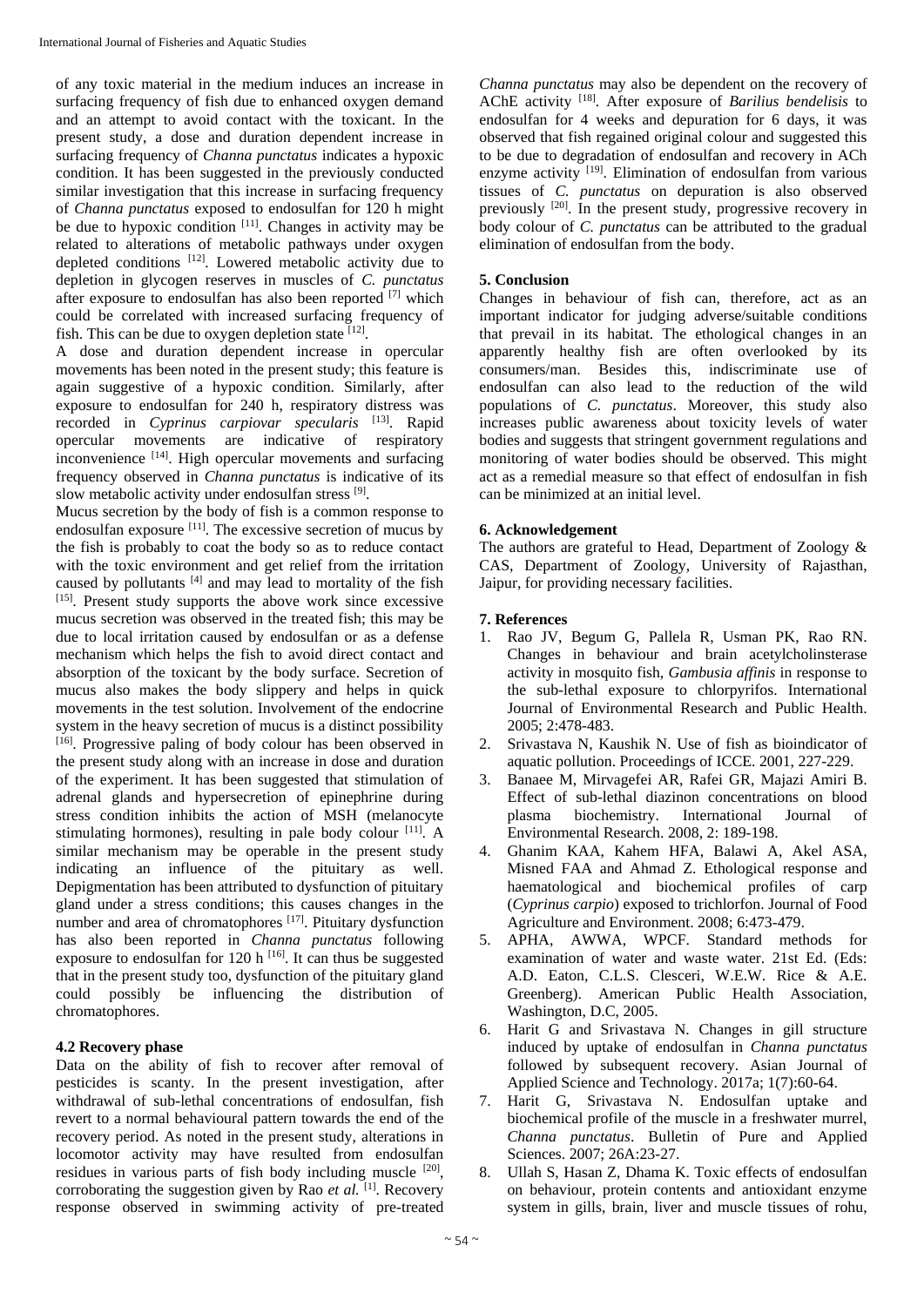of any toxic material in the medium induces an increase in surfacing frequency of fish due to enhanced oxygen demand and an attempt to avoid contact with the toxicant. In the present study, a dose and duration dependent increase in surfacing frequency of *Channa punctatus* indicates a hypoxic condition. It has been suggested in the previously conducted similar investigation that this increase in surfacing frequency of *Channa punctatus* exposed to endosulfan for 120 h might be due to hypoxic condition [11]. Changes in activity may be related to alterations of metabolic pathways under oxygen depleted conditions [12]. Lowered metabolic activity due to depletion in glycogen reserves in muscles of *C. punctatus* after exposure to endosulfan has also been reported [7] which could be correlated with increased surfacing frequency of fish. This can be due to oxygen depletion state [12].

A dose and duration dependent increase in opercular movements has been noted in the present study; this feature is again suggestive of a hypoxic condition. Similarly, after exposure to endosulfan for 240 h, respiratory distress was recorded in *Cyprinus carpiovar specularis* [13]. Rapid opercular movements are indicative of respiratory inconvenience [14]. High opercular movements and surfacing frequency observed in *Channa punctatus* is indicative of its slow metabolic activity under endosulfan stress [9].

Mucus secretion by the body of fish is a common response to endosulfan exposure [11]. The excessive secretion of mucus by the fish is probably to coat the body so as to reduce contact with the toxic environment and get relief from the irritation caused by pollutants [4] and may lead to mortality of the fish [15]. Present study supports the above work since excessive mucus secretion was observed in the treated fish; this may be due to local irritation caused by endosulfan or as a defense mechanism which helps the fish to avoid direct contact and absorption of the toxicant by the body surface. Secretion of mucus also makes the body slippery and helps in quick movements in the test solution. Involvement of the endocrine system in the heavy secretion of mucus is a distinct possibility [16]. Progressive paling of body colour has been observed in the present study along with an increase in dose and duration of the experiment. It has been suggested that stimulation of adrenal glands and hypersecretion of epinephrine during stress condition inhibits the action of MSH (melanocyte stimulating hormones), resulting in pale body colour [11]. A similar mechanism may be operable in the present study indicating an influence of the pituitary as well. Depigmentation has been attributed to dysfunction of pituitary gland under a stress conditions; this causes changes in the number and area of chromatophores [17]. Pituitary dysfunction has also been reported in *Channa punctatus* following exposure to endosulfan for 120 h [16]. It can thus be suggested that in the present study too, dysfunction of the pituitary gland could possibly be influencing the distribution of chromatophores.

### 4.2 Recovery phase

Data on the ability of fish to recover after removal of pesticides is scanty. In the present investigation, after withdrawal of sub-lethal concentrations of endosulfan, fish revert to a normal behavioural pattern towards the end of the recovery period. As noted in the present study, alterations in locomotor activity may have resulted from endosulfan residues in various parts of fish body including muscle [20], corroborating the suggestion given by Rao *et al.* [1]. Recovery response observed in swimming activity of pre-treated *Channa punctatus* may also be dependent on the recovery of AChE activity [18]. After exposure of *Barilius bendelisis* to endosulfan for 4 weeks and depuration for 6 days, it was observed that fish regained original colour and suggested this to be due to degradation of endosulfan and recovery in ACh enzyme activity [19]. Elimination of endosulfan from various tissues of *C. punctatus* on depuration is also observed previously [20]. In the present study, progressive recovery in body colour of *C. punctatus* can be attributed to the gradual elimination of endosulfan from the body.

## 5. Conclusion

Changes in behaviour of fish can, therefore, act as an important indicator for judging adverse/suitable conditions that prevail in its habitat. The ethological changes in an apparently healthy fish are often overlooked by its consumers/man. Besides this, indiscriminate use of endosulfan can also lead to the reduction of the wild populations of *C. punctatus*. Moreover, this study also increases public awareness about toxicity levels of water bodies and suggests that stringent government regulations and monitoring of water bodies should be observed. This might act as a remedial measure so that effect of endosulfan in fish can be minimized at an initial level.

## 6. Acknowledgement

The authors are grateful to Head, Department of Zoology & CAS, Department of Zoology, University of Rajasthan, Jaipur, for providing necessary facilities.

## 7. References

1. Rao JV, Begum G, Pallela R, Usman PK, Rao RN. Changes in behaviour and brain acetylcholinsterase activity in mosquito fish, *Gambusia affinis* in response to the sub-lethal exposure to chlorpyrifos. International Journal of Environmental Research and Public Health. 2005; 2:478-483.
2. Srivastava N, Kaushik N. Use of fish as bioindicator of aquatic pollution. Proceedings of ICCE. 2001, 227-229.
3. Banaee M, Mirvagefei AR, Rafei GR, Majazi Amiri B. Effect of sub-lethal diazinon concentrations on blood plasma biochemistry. International Journal of Environmental Research. 2008, 2: 189-198.
4. Ghanim KAA, Kahem HFA, Balawi A, Akel ASA, Misned FAA and Ahmad Z. Ethological response and haematological and biochemical profiles of carp (*Cyprinus carpio*) exposed to trichlorfon. Journal of Food Agriculture and Environment. 2008; 6:473-479.
5. APHA, AWWA, WPCF. Standard methods for examination of water and waste water. 21st Ed. (Eds: A.D. Eaton, C.L.S. Clesceri, W.E.W. Rice & A.E. Greenberg). American Public Health Association, Washington, D.C, 2005.
6. Harit G and Srivastava N. Changes in gill structure induced by uptake of endosulfan in *Channa punctatus* followed by subsequent recovery. Asian Journal of Applied Science and Technology. 2017a; 1(7):60-64.
7. Harit G, Srivastava N. Endosulfan uptake and biochemical profile of the muscle in a freshwater murrel, *Channa punctatus*. Bulletin of Pure and Applied Sciences. 2007; 26A:23-27.
8. Ullah S, Hasan Z, Dhama K. Toxic effects of endosulfan on behaviour, protein contents and antioxidant enzyme system in gills, brain, liver and muscle tissues of rohu,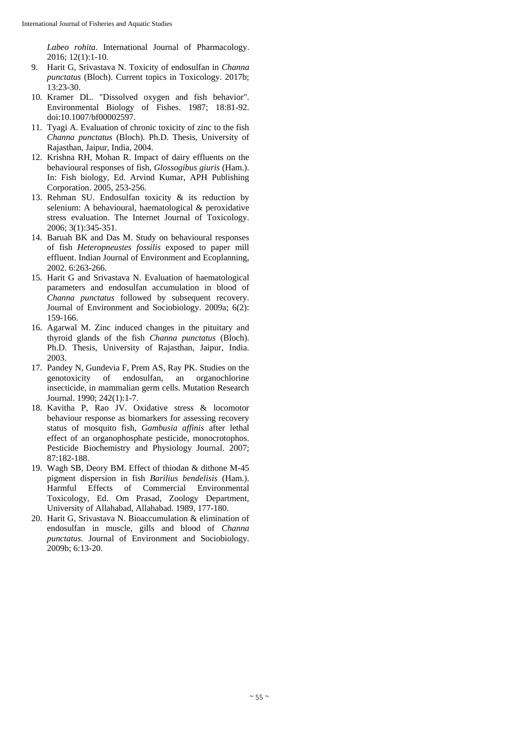*Labeo rohita*. International Journal of Pharmacology. 2016; 12(1):1-10.

9. Harit G, Srivastava N. Toxicity of endosulfan in *Channa punctatus* (Bloch). Current topics in Toxicology. 2017b; 13:23-30.
10. Kramer DL. "Dissolved oxygen and fish behavior". Environmental Biology of Fishes. 1987; 18:81-92. doi:10.1007/bf00002597.
11. Tyagi A. Evaluation of chronic toxicity of zinc to the fish *Channa punctatus* (Bloch). Ph.D. Thesis, University of Rajasthan, Jaipur, India, 2004.
12. Krishna RH, Mohan R. Impact of dairy effluents on the behavioural responses of fish, *Glossogibus giuris* (Ham.). In: Fish biology, Ed. Arvind Kumar, APH Publishing Corporation. 2005, 253-256.
13. Rehman SU. Endosulfan toxicity & its reduction by selenium: A behavioural, haematological & peroxidative stress evaluation. The Internet Journal of Toxicology. 2006; 3(1):345-351.
14. Baruah BK and Das M. Study on behavioural responses of fish *Heteropneustes fossilis* exposed to paper mill effluent. Indian Journal of Environment and Ecoplanning, 2002. 6:263-266.
15. Harit G and Srivastava N. Evaluation of haematological parameters and endosulfan accumulation in blood of *Channa punctatus* followed by subsequent recovery. Journal of Environment and Sociobiology. 2009a; 6(2): 159-166.
16. Agarwal M. Zinc induced changes in the pituitary and thyroid glands of the fish *Channa punctatus* (Bloch). Ph.D. Thesis, University of Rajasthan, Jaipur, India. 2003.
17. Pandey N, Gundevia F, Prem AS, Ray PK. Studies on the genotoxicity of endosulfan, an organochlorine insecticide, in mammalian germ cells. Mutation Research Journal. 1990; 242(1):1-7.
18. Kavitha P, Rao JV. Oxidative stress & locomotor behaviour response as biomarkers for assessing recovery status of mosquito fish, *Gambusia affinis* after lethal effect of an organophosphate pesticide, monocrotophos. Pesticide Biochemistry and Physiology Journal. 2007; 87:182-188.
19. Wagh SB, Deory BM. Effect of thiodan & dithone M-45 pigment dispersion in fish *Barilius bendelisis* (Ham.). Harmful Effects of Commercial Environmental Toxicology, Ed. Om Prasad, Zoology Department, University of Allahabad, Allahabad. 1989, 177-180.
20. Harit G, Srivastava N. Bioaccumulation & elimination of endosulfan in muscle, gills and blood of *Channa punctatus*. Journal of Environment and Sociobiology. 2009b; 6:13-20.